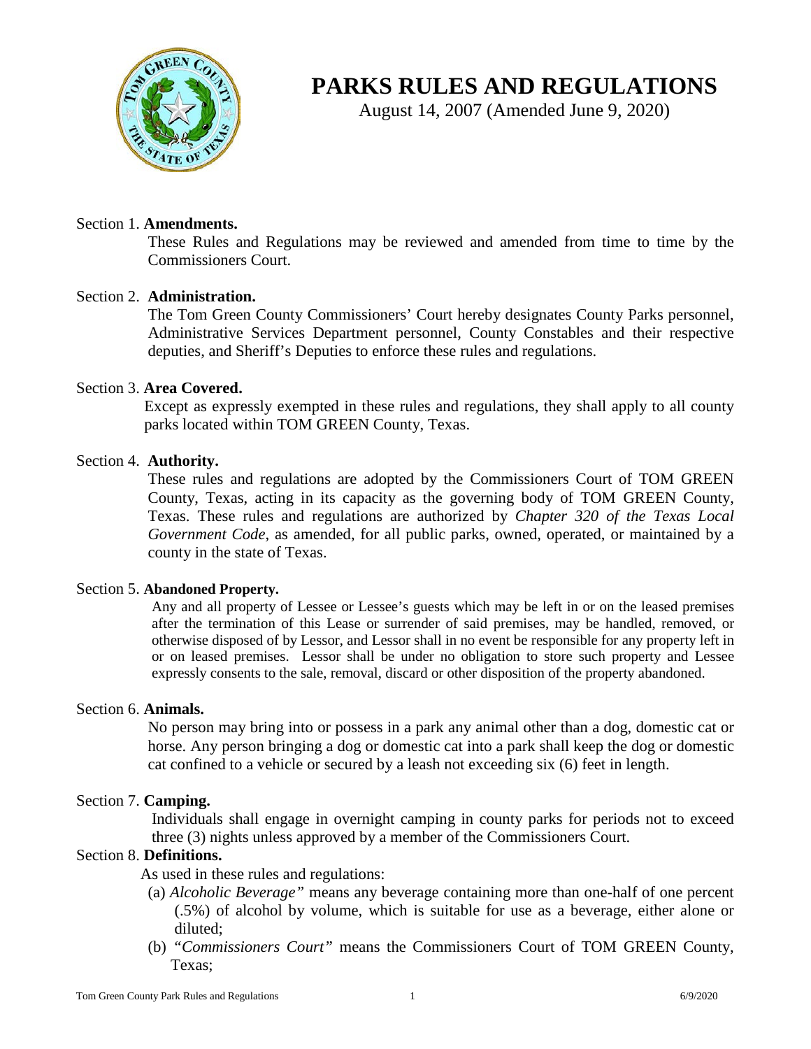# PARKS RULES AND REGULATIONS

August 14, 2007 (Amended June 9, 2020)

Section 1. **Amendments.**

These Rules and Regulations may be reviewed and amended from time to time by the Commissioners Court.

Section 2. **Administration.**

The Tom Green County Commissioners' Court hereby designates County Parks personnel, Administrative Services Department personnel, County Constables and their respective deputies, and Sheriff's Deputies to enforce these rules and regulations.

Section 3. **Area Covered.**

Except as expressly exempted in these rules and regulations, they shall apply to all county parks located within TOM GREEN County, Texas.

Section 4. **Authority.**

These rules and regulations are adopted by the Commissioners Court of TOM GREEN County, Texas, acting in its capacity as the governing body of TOM GREEN County, Texas. These rules and regulations are authorized by *Chapter 320 of the Texas Local Government Code*, as amended, for all public parks, owned, operated, or maintained by a county in the state of Texas.

Section 5. **Abandoned Property.**

Any and all property of Lessee or Lessee's guests which may be left in or on the leased premises after the termination of this Lease or surrender of said premises, may be handled, removed, or otherwise disposed of by Lessor, and Lessor shall in no event be responsible for any property left in or on leased premises. Lessor shall be under no obligation to store such property and Lessee expressly consents to the sale, removal, discard or other disposition of the property abandoned.

Section 6. **Animals.**

No person may bring into or possess in a park any animal other than a dog, domestic cat or horse. Any person bringing a dog or domestic cat into a park shall keep the dog or domestic cat confined to a vehicle or secured by a leash not exceeding six (6) feet in length.

Section 7. **Camping.**

Individuals shall engage in overnight camping in county parks for periods not to exceed three (3) nights unless approved by a member of the Commissioners Court.

Section 8. **Definitions.**

As used in these rules and regulations:

(a) *Alcoholic Beverage"* means any beverage containing more than one-half of one percent (.5%) of alcohol by volume, which is suitable for use as a beverage, either alone or diluted;

(b) *"Commissioners Court"* means the Commissioners Court of TOM GREEN County, Texas;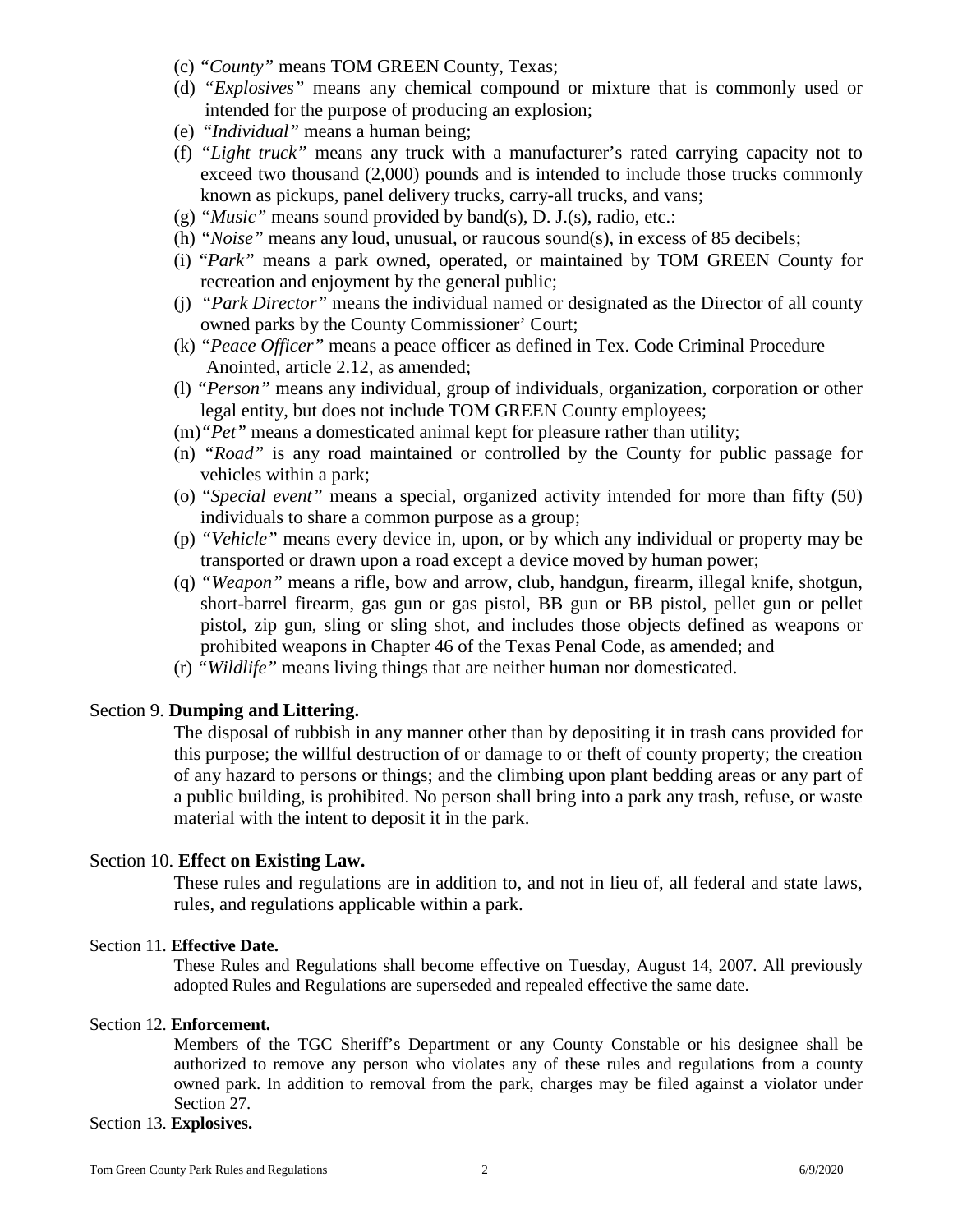(c) *"County"* means TOM GREEN County, Texas;

(d) *"Explosives"* means any chemical compound or mixture that is commonly used or intended for the purpose of producing an explosion;

(e) *"Individual"* means a human being;

(f) *"Light truck"* means any truck with a manufacturer's rated carrying capacity not to exceed two thousand (2,000) pounds and is intended to include those trucks commonly known as pickups, panel delivery trucks, carry-all trucks, and vans;

(g) *"Music"* means sound provided by band(s), D. J.(s), radio, etc.:

(h) *"Noise"* means any loud, unusual, or raucous sound(s), in excess of 85 decibels;

(i) *"Park"* means a park owned, operated, or maintained by TOM GREEN County for recreation and enjoyment by the general public;

(j) *"Park Director"* means the individual named or designated as the Director of all county owned parks by the County Commissioner' Court;

(k) *"Peace Officer"* means a peace officer as defined in Tex. Code Criminal Procedure Anointed, article 2.12, as amended;

(l) *"Person"* means any individual, group of individuals, organization, corporation or other legal entity, but does not include TOM GREEN County employees;

(m) *"Pet"* means a domesticated animal kept for pleasure rather than utility;

(n) *"Road"* is any road maintained or controlled by the County for public passage for vehicles within a park;

(o) *"Special event"* means a special, organized activity intended for more than fifty (50) individuals to share a common purpose as a group;

(p) *"Vehicle"* means every device in, upon, or by which any individual or property may be transported or drawn upon a road except a device moved by human power;

(q) *"Weapon"* means a rifle, bow and arrow, club, handgun, firearm, illegal knife, shotgun, short-barrel firearm, gas gun or gas pistol, BB gun or BB pistol, pellet gun or pellet pistol, zip gun, sling or sling shot, and includes those objects defined as weapons or prohibited weapons in Chapter 46 of the Texas Penal Code, as amended; and

(r) *"Wildlife"* means living things that are neither human nor domesticated.

Section 9. **Dumping and Littering.**

The disposal of rubbish in any manner other than by depositing it in trash cans provided for this purpose; the willful destruction of or damage to or theft of county property; the creation of any hazard to persons or things; and the climbing upon plant bedding areas or any part of a public building, is prohibited. No person shall bring into a park any trash, refuse, or waste material with the intent to deposit it in the park.

Section 10. **Effect on Existing Law.**

These rules and regulations are in addition to, and not in lieu of, all federal and state laws, rules, and regulations applicable within a park.

Section 11. **Effective Date.**

These Rules and Regulations shall become effective on Tuesday, August 14, 2007. All previously adopted Rules and Regulations are superseded and repealed effective the same date.

Section 12. **Enforcement.**

Members of the TGC Sheriff's Department or any County Constable or his designee shall be authorized to remove any person who violates any of these rules and regulations from a county owned park. In addition to removal from the park, charges may be filed against a violator under Section 27.

Section 13. **Explosives.**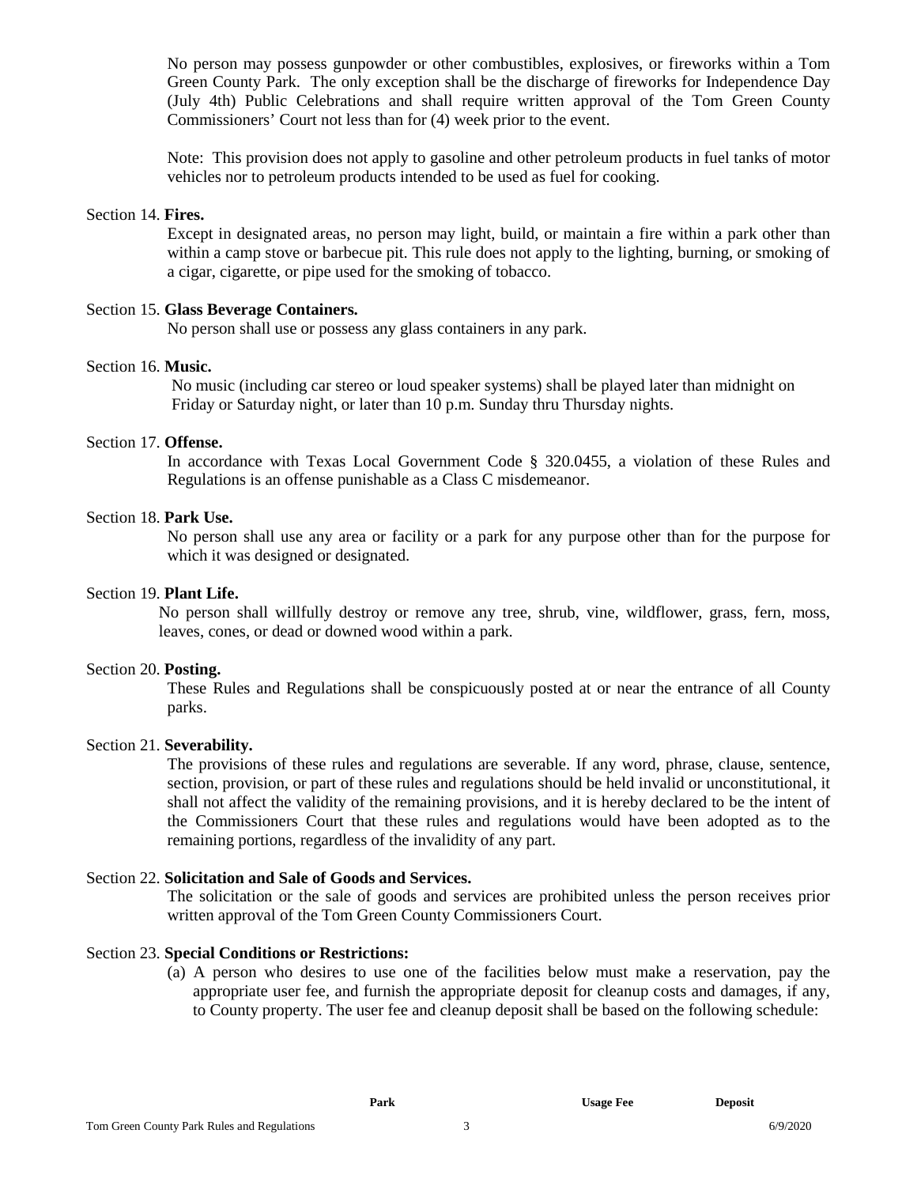No person may possess gunpowder or other combustibles, explosives, or fireworks within a Tom Green County Park. The only exception shall be the discharge of fireworks for Independence Day (July 4th) Public Celebrations and shall require written approval of the Tom Green County Commissioners' Court not less than for (4) week prior to the event.

Note: This provision does not apply to gasoline and other petroleum products in fuel tanks of motor vehicles nor to petroleum products intended to be used as fuel for cooking.

Section 14. **Fires.**

Except in designated areas, no person may light, build, or maintain a fire within a park other than within a camp stove or barbecue pit. This rule does not apply to the lighting, burning, or smoking of a cigar, cigarette, or pipe used for the smoking of tobacco.

Section 15. **Glass Beverage Containers.**

No person shall use or possess any glass containers in any park.

Section 16. **Music.**

No music (including car stereo or loud speaker systems) shall be played later than midnight on Friday or Saturday night, or later than 10 p.m. Sunday thru Thursday nights.

Section 17. **Offense.**

In accordance with Texas Local Government Code § 320.0455, a violation of these Rules and Regulations is an offense punishable as a Class C misdemeanor.

Section 18. **Park Use.**

No person shall use any area or facility or a park for any purpose other than for the purpose for which it was designed or designated.

Section 19. **Plant Life.**

No person shall willfully destroy or remove any tree, shrub, vine, wildflower, grass, fern, moss, leaves, cones, or dead or downed wood within a park.

Section 20. **Posting.**

These Rules and Regulations shall be conspicuously posted at or near the entrance of all County parks.

Section 21. **Severability.**

The provisions of these rules and regulations are severable. If any word, phrase, clause, sentence, section, provision, or part of these rules and regulations should be held invalid or unconstitutional, it shall not affect the validity of the remaining provisions, and it is hereby declared to be the intent of the Commissioners Court that these rules and regulations would have been adopted as to the remaining portions, regardless of the invalidity of any part.

Section 22. **Solicitation and Sale of Goods and Services.**

The solicitation or the sale of goods and services are prohibited unless the person receives prior written approval of the Tom Green County Commissioners Court.

Section 23. **Special Conditions or Restrictions:**

(a) A person who desires to use one of the facilities below must make a reservation, pay the appropriate user fee, and furnish the appropriate deposit for cleanup costs and damages, if any, to County property. The user fee and cleanup deposit shall be based on the following schedule:

| Park | Usage Fee | Deposit |
|---|---|---|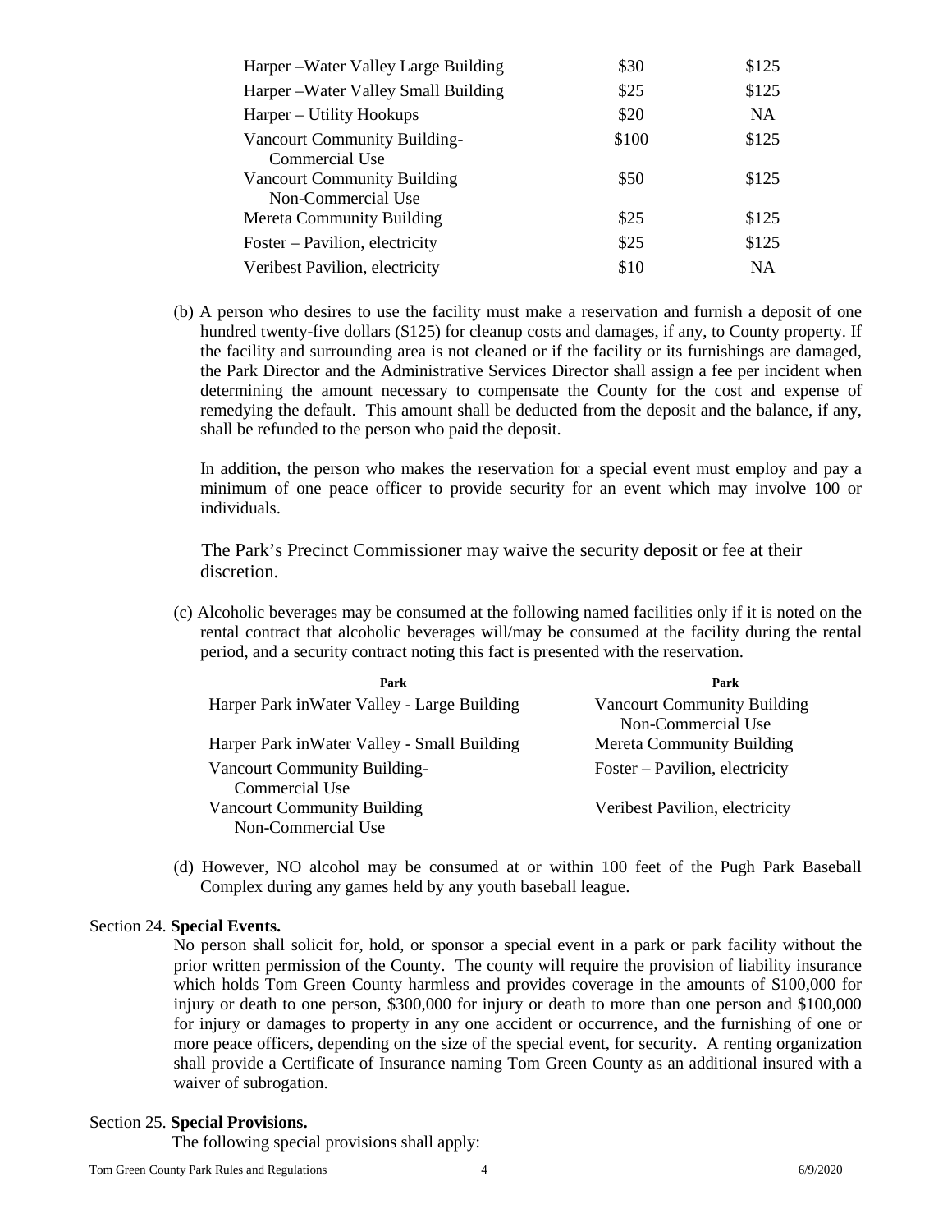| | | |
|---|---|---|
| Harper –Water Valley Large Building | $30 | $125 |
| Harper –Water Valley Small Building | $25 | $125 |
| Harper – Utility Hookups | $20 | NA |
| Vancourt Community Building- Commercial Use | $100 | $125 |
| Vancourt Community Building Non-Commercial Use | $50 | $125 |
| Mereta Community Building | $25 | $125 |
| Foster – Pavilion, electricity | $25 | $125 |
| Veribest Pavilion, electricity | $10 | NA |

(b) A person who desires to use the facility must make a reservation and furnish a deposit of one hundred twenty-five dollars ($125) for cleanup costs and damages, if any, to County property. If the facility and surrounding area is not cleaned or if the facility or its furnishings are damaged, the Park Director and the Administrative Services Director shall assign a fee per incident when determining the amount necessary to compensate the County for the cost and expense of remedying the default. This amount shall be deducted from the deposit and the balance, if any, shall be refunded to the person who paid the deposit.

In addition, the person who makes the reservation for a special event must employ and pay a minimum of one peace officer to provide security for an event which may involve 100 or individuals.

The Park's Precinct Commissioner may waive the security deposit or fee at their discretion.

(c) Alcoholic beverages may be consumed at the following named facilities only if it is noted on the rental contract that alcoholic beverages will/may be consumed at the facility during the rental period, and a security contract noting this fact is presented with the reservation.

| Park | Park |
|---|---|
| Harper Park inWater Valley - Large Building | Vancourt Community Building Non-Commercial Use |
| Harper Park inWater Valley - Small Building | Mereta Community Building |
| Vancourt Community Building- Commercial Use | Foster – Pavilion, electricity |
| Vancourt Community Building Non-Commercial Use | Veribest Pavilion, electricity |

(d) However, NO alcohol may be consumed at or within 100 feet of the Pugh Park Baseball Complex during any games held by any youth baseball league.

Section 24. **Special Events.**

No person shall solicit for, hold, or sponsor a special event in a park or park facility without the prior written permission of the County. The county will require the provision of liability insurance which holds Tom Green County harmless and provides coverage in the amounts of $100,000 for injury or death to one person, $300,000 for injury or death to more than one person and $100,000 for injury or damages to property in any one accident or occurrence, and the furnishing of one or more peace officers, depending on the size of the special event, for security. A renting organization shall provide a Certificate of Insurance naming Tom Green County as an additional insured with a waiver of subrogation.

Section 25. **Special Provisions.**

The following special provisions shall apply: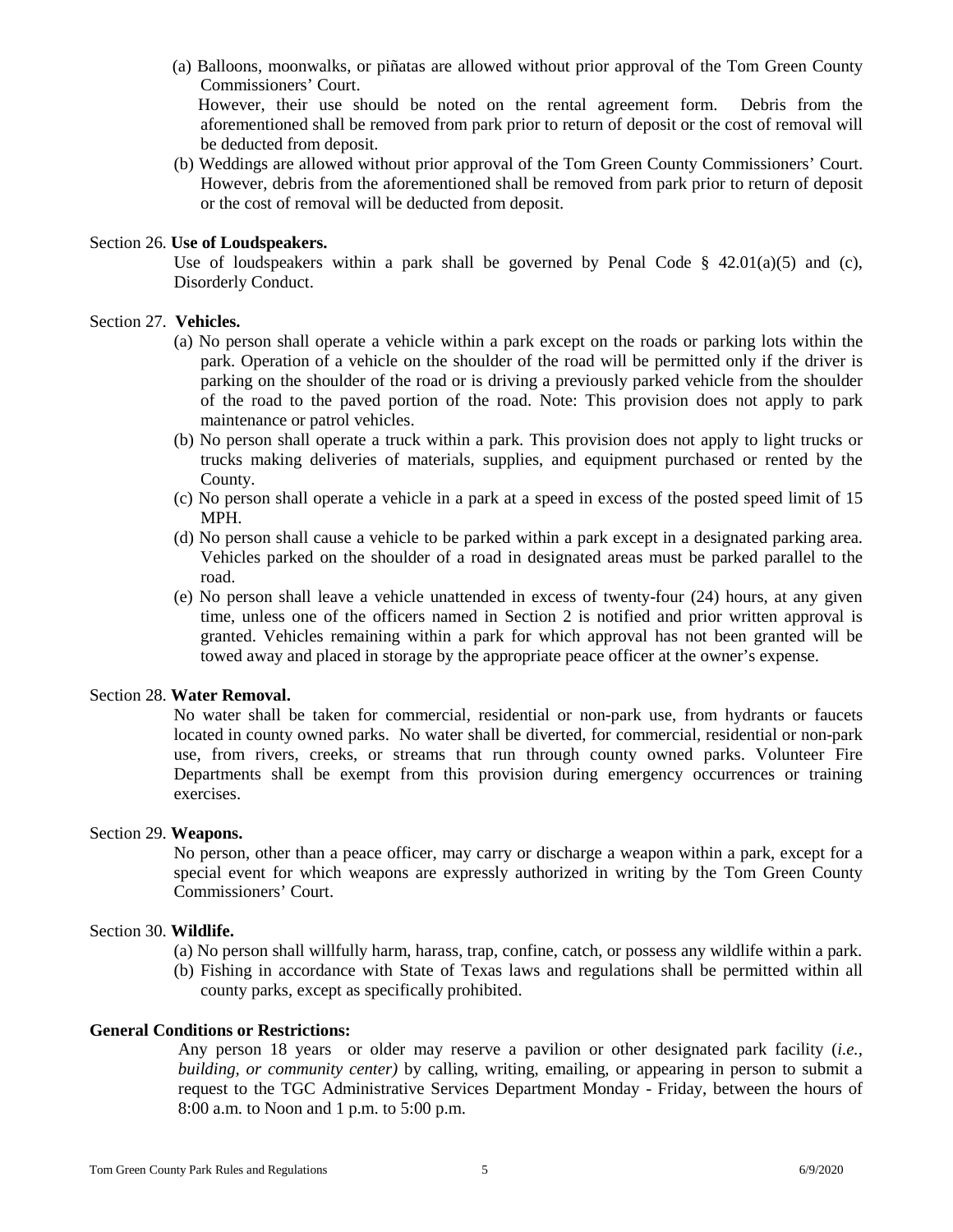(a) Balloons, moonwalks, or piñatas are allowed without prior approval of the Tom Green County Commissioners' Court.
However, their use should be noted on the rental agreement form. Debris from the aforementioned shall be removed from park prior to return of deposit or the cost of removal will be deducted from deposit.

(b) Weddings are allowed without prior approval of the Tom Green County Commissioners' Court. However, debris from the aforementioned shall be removed from park prior to return of deposit or the cost of removal will be deducted from deposit.

Section 26. **Use of Loudspeakers.**

Use of loudspeakers within a park shall be governed by Penal Code § 42.01(a)(5) and (c), Disorderly Conduct.

Section 27. **Vehicles.**

(a) No person shall operate a vehicle within a park except on the roads or parking lots within the park. Operation of a vehicle on the shoulder of the road will be permitted only if the driver is parking on the shoulder of the road or is driving a previously parked vehicle from the shoulder of the road to the paved portion of the road. Note: This provision does not apply to park maintenance or patrol vehicles.

(b) No person shall operate a truck within a park. This provision does not apply to light trucks or trucks making deliveries of materials, supplies, and equipment purchased or rented by the County.

(c) No person shall operate a vehicle in a park at a speed in excess of the posted speed limit of 15 MPH.

(d) No person shall cause a vehicle to be parked within a park except in a designated parking area. Vehicles parked on the shoulder of a road in designated areas must be parked parallel to the road.

(e) No person shall leave a vehicle unattended in excess of twenty-four (24) hours, at any given time, unless one of the officers named in Section 2 is notified and prior written approval is granted. Vehicles remaining within a park for which approval has not been granted will be towed away and placed in storage by the appropriate peace officer at the owner's expense.

Section 28. **Water Removal.**

No water shall be taken for commercial, residential or non-park use, from hydrants or faucets located in county owned parks. No water shall be diverted, for commercial, residential or non-park use, from rivers, creeks, or streams that run through county owned parks. Volunteer Fire Departments shall be exempt from this provision during emergency occurrences or training exercises.

Section 29. **Weapons.**

No person, other than a peace officer, may carry or discharge a weapon within a park, except for a special event for which weapons are expressly authorized in writing by the Tom Green County Commissioners' Court.

Section 30. **Wildlife.**

(a) No person shall willfully harm, harass, trap, confine, catch, or possess any wildlife within a park.

(b) Fishing in accordance with State of Texas laws and regulations shall be permitted within all county parks, except as specifically prohibited.

**General Conditions or Restrictions:**

Any person 18 years or older may reserve a pavilion or other designated park facility (*i.e., building, or community center)* by calling, writing, emailing, or appearing in person to submit a request to the TGC Administrative Services Department Monday - Friday, between the hours of 8:00 a.m. to Noon and 1 p.m. to 5:00 p.m.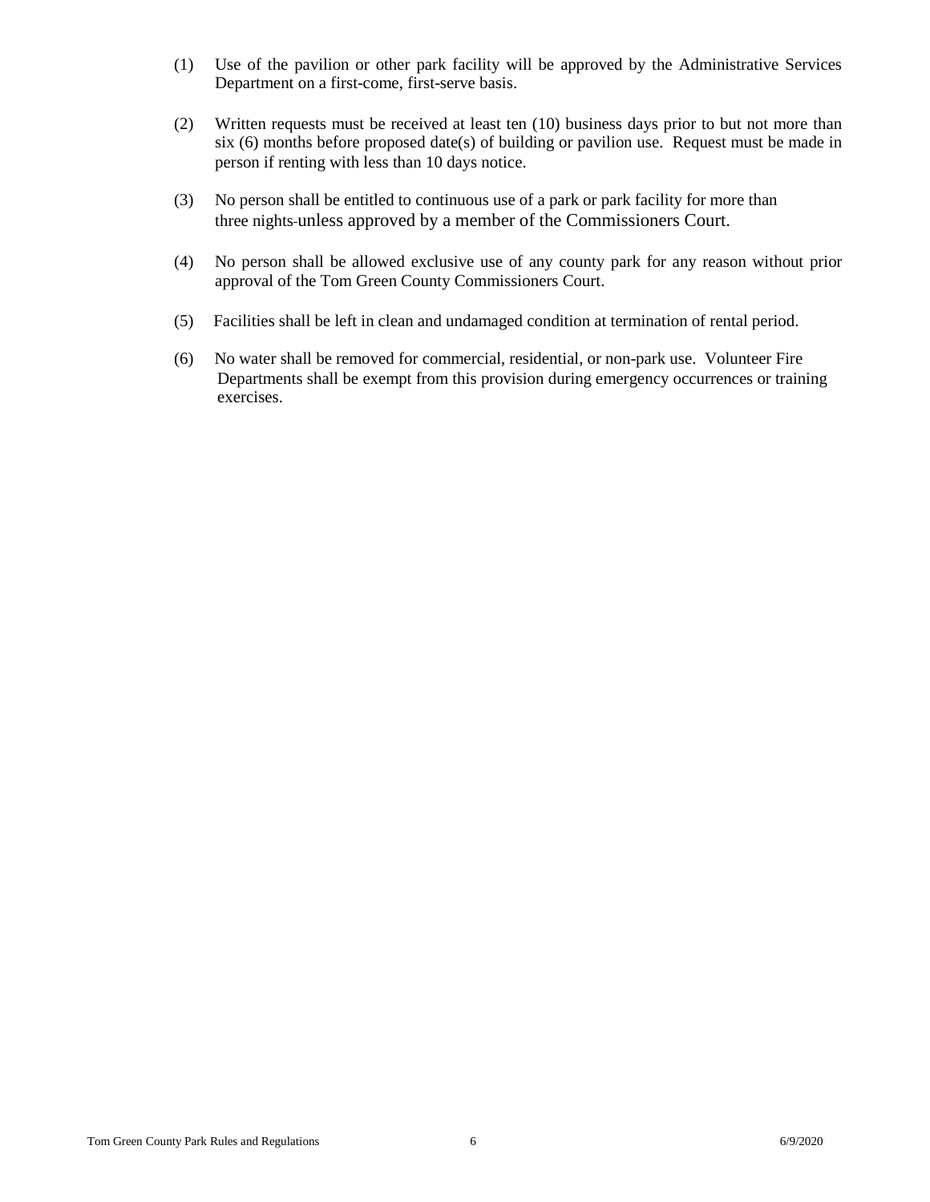(1) Use of the pavilion or other park facility will be approved by the Administrative Services Department on a first-come, first-serve basis.

(2) Written requests must be received at least ten (10) business days prior to but not more than six (6) months before proposed date(s) of building or pavilion use. Request must be made in person if renting with less than 10 days notice.

(3) No person shall be entitled to continuous use of a park or park facility for more than three nights unless approved by a member of the Commissioners Court.

(4) No person shall be allowed exclusive use of any county park for any reason without prior approval of the Tom Green County Commissioners Court.

(5) Facilities shall be left in clean and undamaged condition at termination of rental period.

(6) No water shall be removed for commercial, residential, or non-park use. Volunteer Fire Departments shall be exempt from this provision during emergency occurrences or training exercises.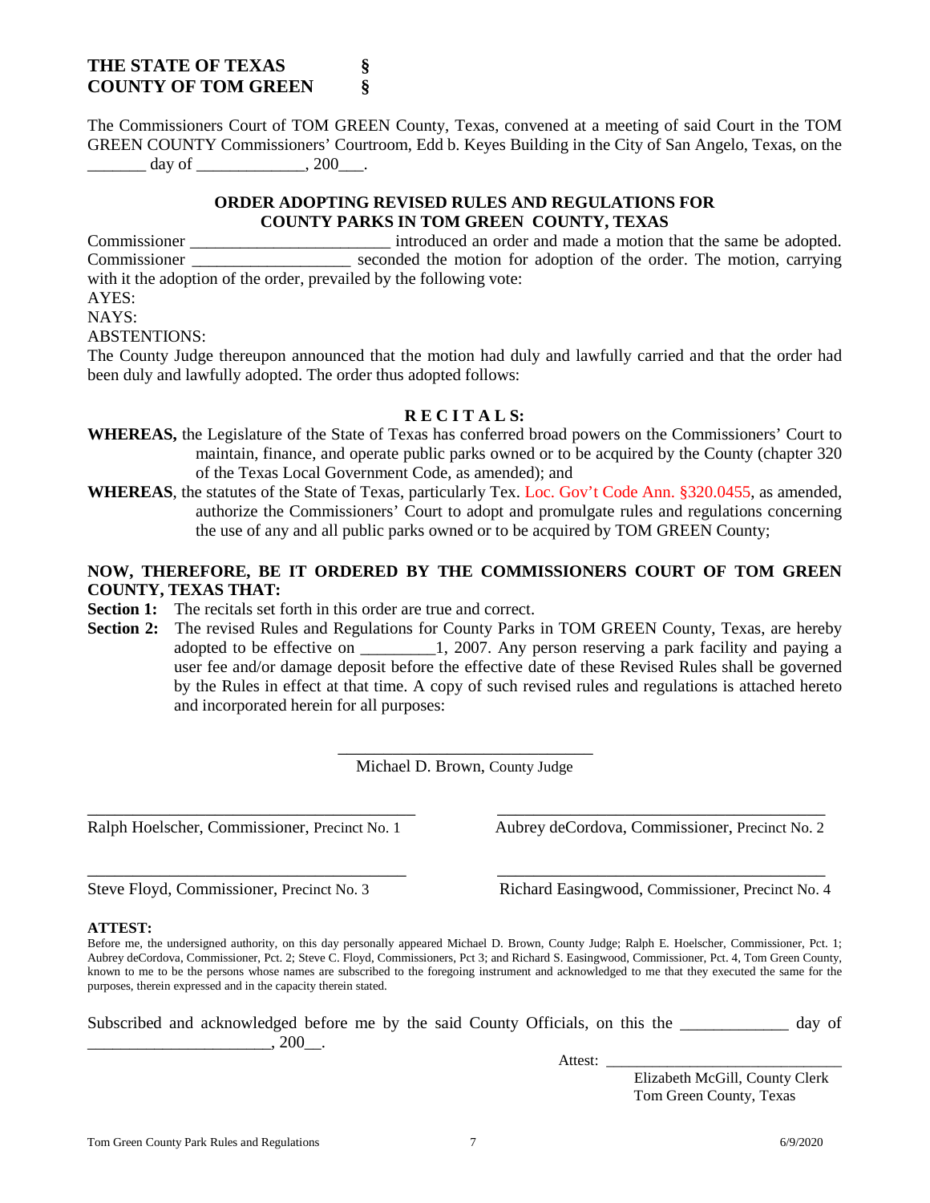**THE STATE OF TEXAS §**
**COUNTY OF TOM GREEN §**

The Commissioners Court of TOM GREEN County, Texas, convened at a meeting of said Court in the TOM GREEN COUNTY Commissioners' Courtroom, Edd b. Keyes Building in the City of San Angelo, Texas, on the _______ day of _____________, 200___.

**ORDER ADOPTING REVISED RULES AND REGULATIONS FOR COUNTY PARKS IN TOM GREEN COUNTY, TEXAS**

Commissioner ________________________ introduced an order and made a motion that the same be adopted. Commissioner ___________________ seconded the motion for adoption of the order. The motion, carrying with it the adoption of the order, prevailed by the following vote:

AYES:

NAYS:

ABSTENTIONS:

The County Judge thereupon announced that the motion had duly and lawfully carried and that the order had been duly and lawfully adopted. The order thus adopted follows:

**R E C I T A L S:**

**WHEREAS,** the Legislature of the State of Texas has conferred broad powers on the Commissioners' Court to maintain, finance, and operate public parks owned or to be acquired by the County (chapter 320 of the Texas Local Government Code, as amended); and

**WHEREAS**, the statutes of the State of Texas, particularly Tex. Loc. Gov't Code Ann. §320.0455, as amended, authorize the Commissioners' Court to adopt and promulgate rules and regulations concerning the use of any and all public parks owned or to be acquired by TOM GREEN County;

**NOW, THEREFORE, BE IT ORDERED BY THE COMMISSIONERS COURT OF TOM GREEN COUNTY, TEXAS THAT:**

**Section 1:** The recitals set forth in this order are true and correct.

**Section 2:** The revised Rules and Regulations for County Parks in TOM GREEN County, Texas, are hereby adopted to be effective on _________1, 2007. Any person reserving a park facility and paying a user fee and/or damage deposit before the effective date of these Revised Rules shall be governed by the Rules in effect at that time. A copy of such revised rules and regulations is attached hereto and incorporated herein for all purposes:

______________________________
Michael D. Brown, County Judge

______________________________
Ralph Hoelscher, Commissioner, Precinct No. 1

______________________________
Aubrey deCordova, Commissioner, Precinct No. 2

______________________________
Steve Floyd, Commissioner, Precinct No. 3

______________________________
Richard Easingwood, Commissioner, Precinct No. 4

**ATTEST:**

Before me, the undersigned authority, on this day personally appeared Michael D. Brown, County Judge; Ralph E. Hoelscher, Commissioner, Pct. 1; Aubrey deCordova, Commissioner, Pct. 2; Steve C. Floyd, Commissioners, Pct 3; and Richard S. Easingwood, Commissioner, Pct. 4, Tom Green County, known to me to be the persons whose names are subscribed to the foregoing instrument and acknowledged to me that they executed the same for the purposes, therein expressed and in the capacity therein stated.

Subscribed and acknowledged before me by the said County Officials, on this the _____________ day of ______________________, 200__.

Attest: ____________________________
Elizabeth McGill, County Clerk
Tom Green County, Texas